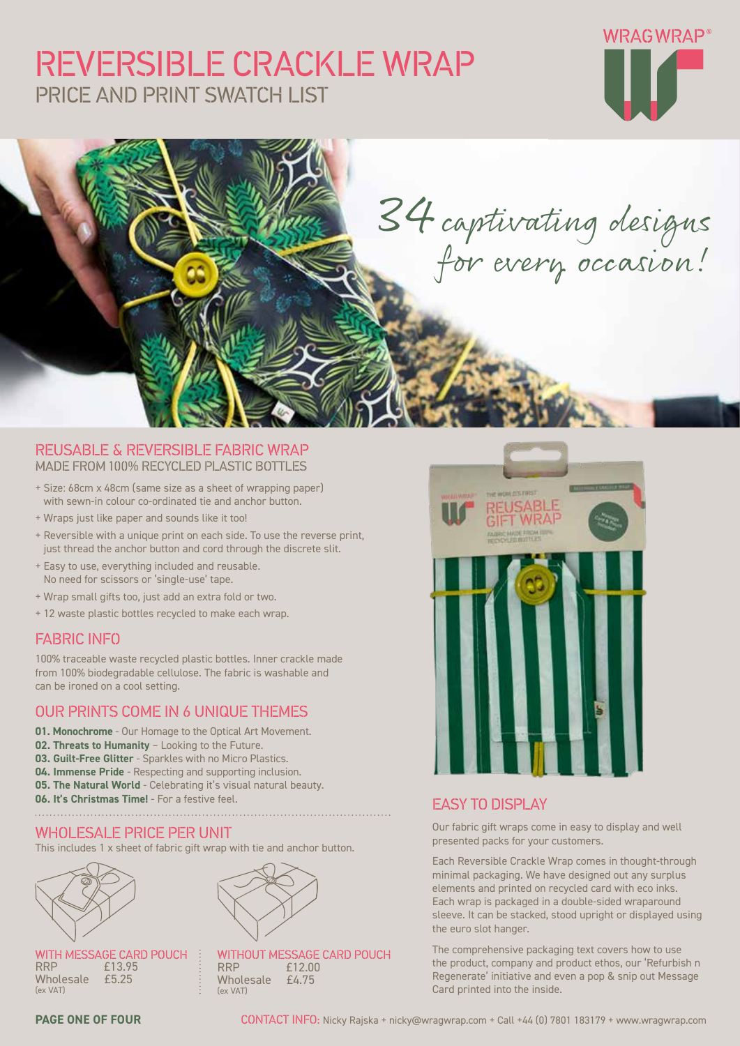# REVERSIBLE CRACKLE WRAP
## PRICE AND PRINT SWATCH LIST

WRAGWRAP®

*34 captivating designs for every occasion!*

## REUSABLE & REVERSIBLE FABRIC WRAP
### MADE FROM 100% RECYCLED PLASTIC BOTTLES

+ Size: 68cm x 48cm (same size as a sheet of wrapping paper) with sewn-in colour co-ordinated tie and anchor button.
+ Wraps just like paper and sounds like it too!
+ Reversible with a unique print on each side. To use the reverse print, just thread the anchor button and cord through the discrete slit.
+ Easy to use, everything included and reusable. No need for scissors or 'single-use' tape.
+ Wrap small gifts too, just add an extra fold or two.
+ 12 waste plastic bottles recycled to make each wrap.

## FABRIC INFO

100% traceable waste recycled plastic bottles. Inner crackle made from 100% biodegradable cellulose. The fabric is washable and can be ironed on a cool setting.

## OUR PRINTS COME IN 6 UNIQUE THEMES

**01. Monochrome** - Our Homage to the Optical Art Movement.
**02. Threats to Humanity** – Looking to the Future.
**03. Guilt-Free Glitter** - Sparkles with no Micro Plastics.
**04. Immense Pride** - Respecting and supporting inclusion.
**05. The Natural World** - Celebrating it's visual natural beauty.
**06. It's Christmas Time!** - For a festive feel.

## WHOLESALE PRICE PER UNIT

This includes 1 x sheet of fabric gift wrap with tie and anchor button.

| WITH MESSAGE CARD POUCH | | WITHOUT MESSAGE CARD POUCH | |
|---|---|---|---|
| RRP | £13.95 | RRP | £12.00 |
| Wholesale (ex VAT) | £5.25 | Wholesale (ex VAT) | £4.75 |

## EASY TO DISPLAY

Our fabric gift wraps come in easy to display and well presented packs for your customers.

Each Reversible Crackle Wrap comes in thought-through minimal packaging. We have designed out any surplus elements and printed on recycled card with eco inks. Each wrap is packaged in a double-sided wraparound sleeve. It can be stacked, stood upright or displayed using the euro slot hanger.

The comprehensive packaging text covers how to use the product, company and product ethos, our 'Refurbish n Regenerate' initiative and even a pop & snip out Message Card printed into the inside.

CONTACT INFO: Nicky Rajska + nicky@wragwrap.com + Call +44 (0) 7801 183179 + www.wragwrap.com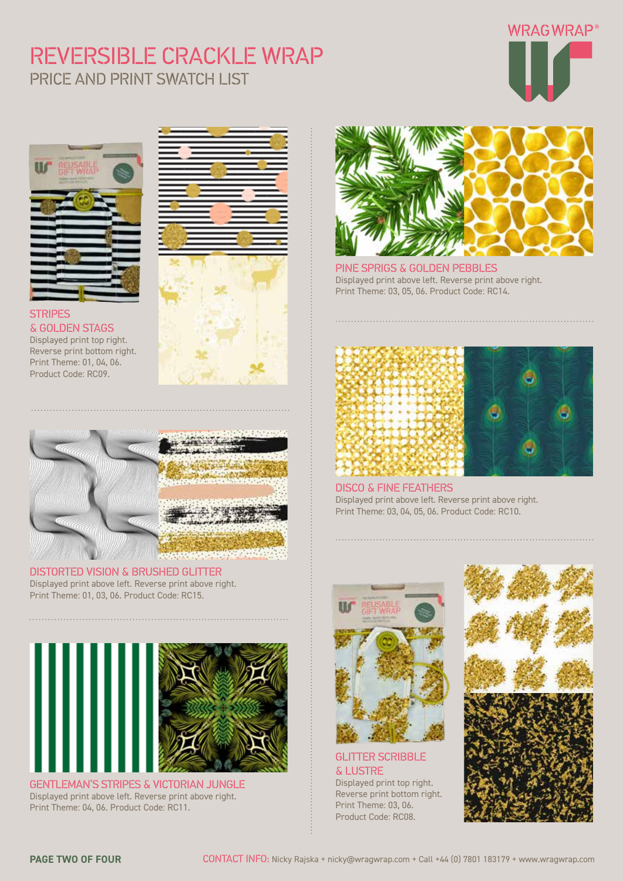# REVERSIBLE CRACKLE WRAP

## PRICE AND PRINT SWATCH LIST

### STRIPES & GOLDEN STAGS

Displayed print top right.
Reverse print bottom right.
Print Theme: 01, 04, 06.
Product Code: RC09.

### DISTORTED VISION & BRUSHED GLITTER

Displayed print above left. Reverse print above right.
Print Theme: 01, 03, 06. Product Code: RC15.

### GENTLEMAN'S STRIPES & VICTORIAN JUNGLE

Displayed print above left. Reverse print above right.
Print Theme: 04, 06. Product Code: RC11.

### PINE SPRIGS & GOLDEN PEBBLES

Displayed print above left. Reverse print above right.
Print Theme: 03, 05, 06. Product Code: RC14.

### DISCO & FINE FEATHERS

Displayed print above left. Reverse print above right.
Print Theme: 03, 04, 05, 06. Product Code: RC10.

### GLITTER SCRIBBLE & LUSTRE

Displayed print top right.
Reverse print bottom right.
Print Theme: 03, 06.
Product Code: RC08.

CONTACT INFO: Nicky Rajska + nicky@wragwrap.com + Call +44 (0) 7801 183179 + www.wragwrap.com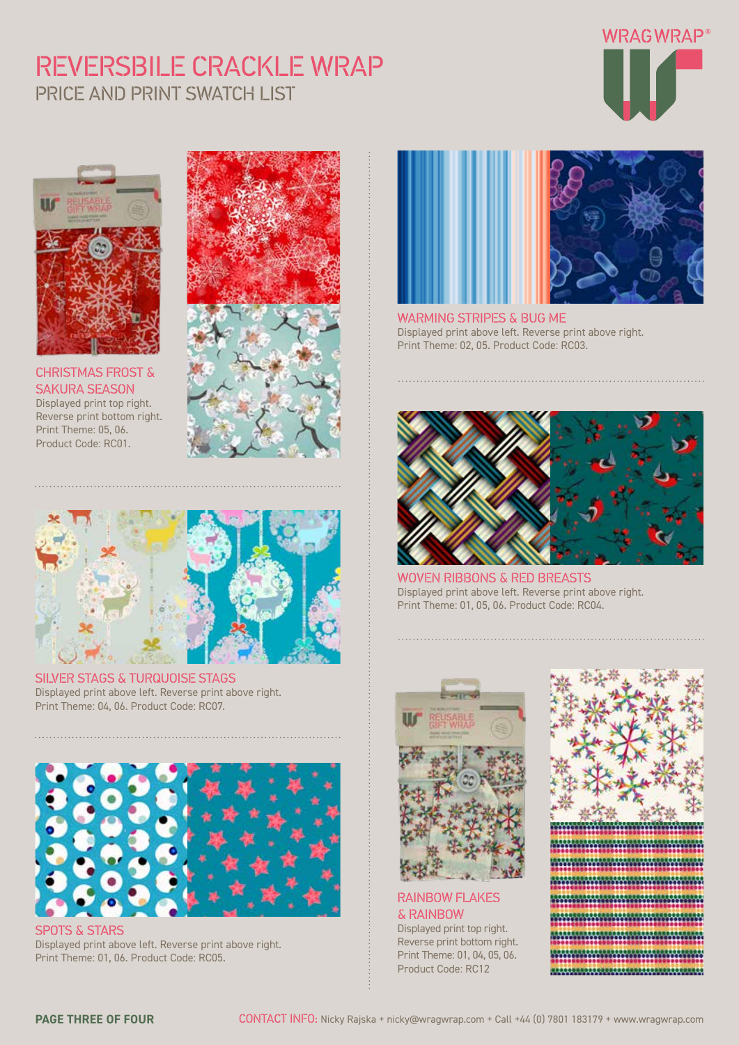# REVERSBILE CRACKLE WRAP

## PRICE AND PRINT SWATCH LIST

WRAGWRAP®

### CHRISTMAS FROST & SAKURA SEASON

Displayed print top right.
Reverse print bottom right.
Print Theme: 05, 06.
Product Code: RC01.

### SILVER STAGS & TURQUOISE STAGS

Displayed print above left. Reverse print above right.
Print Theme: 04, 06. Product Code: RC07.

### SPOTS & STARS

Displayed print above left. Reverse print above right.
Print Theme: 01, 06. Product Code: RC05.

### WARMING STRIPES & BUG ME

Displayed print above left. Reverse print above right.
Print Theme: 02, 05. Product Code: RC03.

### WOVEN RIBBONS & RED BREASTS

Displayed print above left. Reverse print above right.
Print Theme: 01, 05, 06. Product Code: RC04.

### RAINBOW FLAKES & RAINBOW

Displayed print top right.
Reverse print bottom right.
Print Theme: 01, 04, 05, 06.
Product Code: RC12

CONTACT INFO: Nicky Rajska + nicky@wragwrap.com + Call +44 (0) 7801 183179 + www.wragwrap.com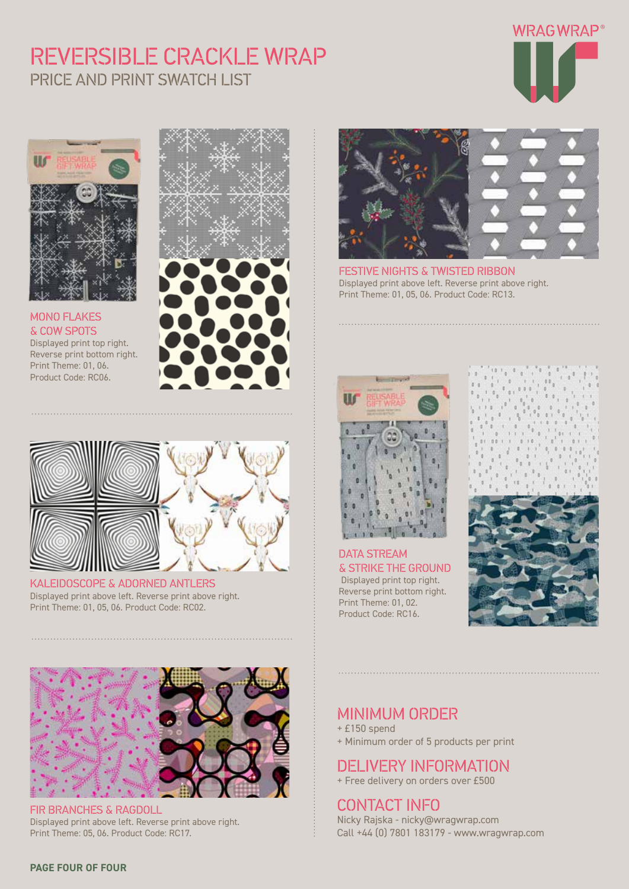# REVERSIBLE CRACKLE WRAP

## PRICE AND PRINT SWATCH LIST

WRAGWRAP®

### MONO FLAKES & COW SPOTS

Displayed print top right.
Reverse print bottom right.
Print Theme: 01, 06.
Product Code: RC06.

### FESTIVE NIGHTS & TWISTED RIBBON

Displayed print above left. Reverse print above right.
Print Theme: 01, 05, 06. Product Code: RC13.

### KALEIDOSCOPE & ADORNED ANTLERS

Displayed print above left. Reverse print above right.
Print Theme: 01, 05, 06. Product Code: RC02.

### DATA STREAM & STRIKE THE GROUND

Displayed print top right.
Reverse print bottom right.
Print Theme: 01, 02.
Product Code: RC16.

### FIR BRANCHES & RAGDOLL

Displayed print above left. Reverse print above right.
Print Theme: 05, 06. Product Code: RC17.

## MINIMUM ORDER

+ £150 spend
+ Minimum order of 5 products per print

## DELIVERY INFORMATION

+ Free delivery on orders over £500

## CONTACT INFO

Nicky Rajska - nicky@wragwrap.com
Call +44 (0) 7801 183179 - www.wragwrap.com